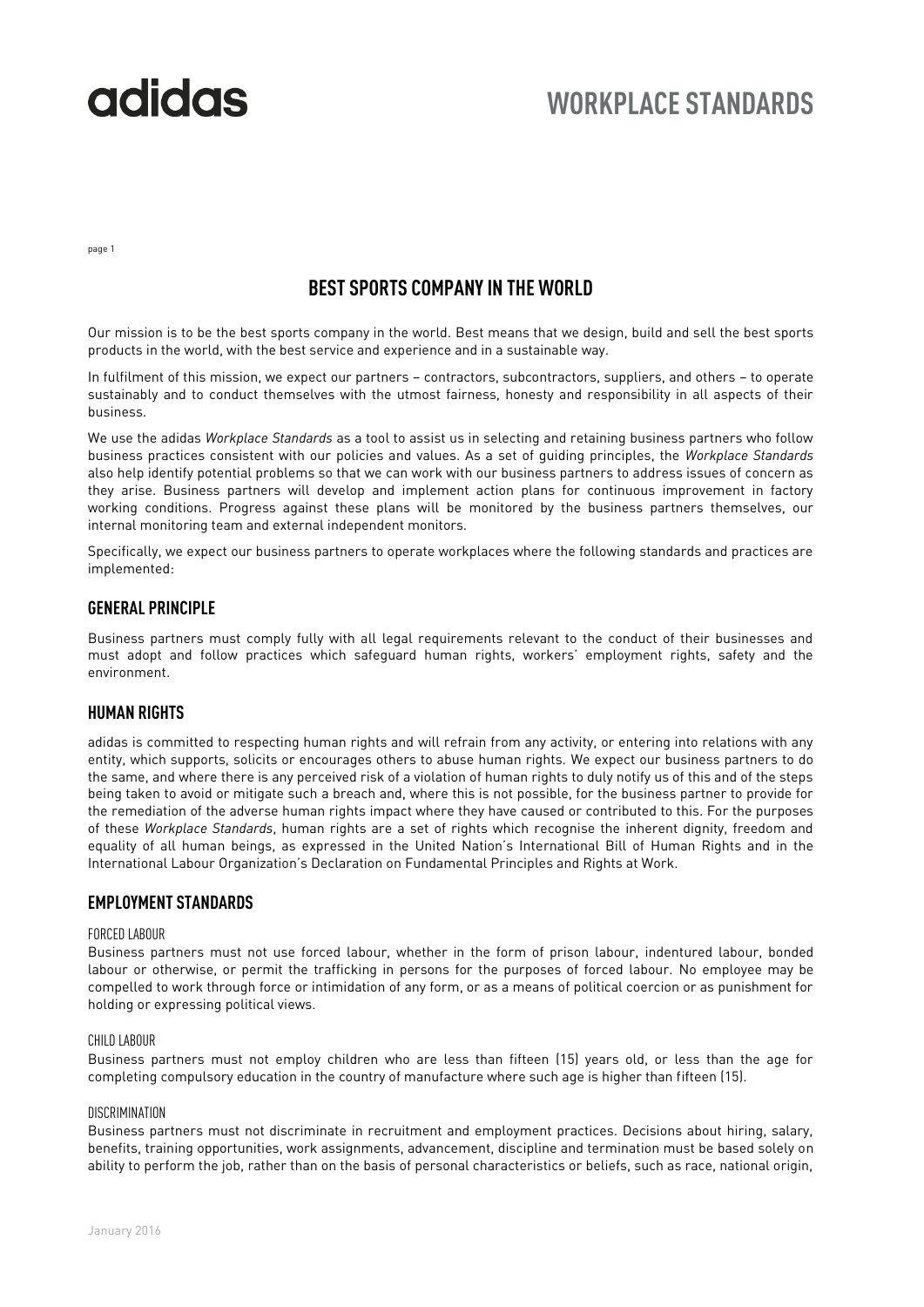# adidas WORKPLACE STANDARDS

## BEST SPORTS COMPANY IN THE WORLD

Our mission is to be the best sports company in the world. Best means that we design, build and sell the best sports products in the world, with the best service and experience and in a sustainable way.

In fulfilment of this mission, we expect our partners – contractors, subcontractors, suppliers, and others – to operate sustainably and to conduct themselves with the utmost fairness, honesty and responsibility in all aspects of their business.

We use the adidas *Workplace Standards* as a tool to assist us in selecting and retaining business partners who follow business practices consistent with our policies and values. As a set of guiding principles, the *Workplace Standards* also help identify potential problems so that we can work with our business partners to address issues of concern as they arise. Business partners will develop and implement action plans for continuous improvement in factory working conditions. Progress against these plans will be monitored by the business partners themselves, our internal monitoring team and external independent monitors.

Specifically, we expect our business partners to operate workplaces where the following standards and practices are implemented:

## GENERAL PRINCIPLE

Business partners must comply fully with all legal requirements relevant to the conduct of their businesses and must adopt and follow practices which safeguard human rights, workers' employment rights, safety and the environment.

## HUMAN RIGHTS

adidas is committed to respecting human rights and will refrain from any activity, or entering into relations with any entity, which supports, solicits or encourages others to abuse human rights. We expect our business partners to do the same, and where there is any perceived risk of a violation of human rights to duly notify us of this and of the steps being taken to avoid or mitigate such a breach and, where this is not possible, for the business partner to provide for the remediation of the adverse human rights impact where they have caused or contributed to this. For the purposes of these *Workplace Standards*, human rights are a set of rights which recognise the inherent dignity, freedom and equality of all human beings, as expressed in the United Nation's International Bill of Human Rights and in the International Labour Organization's Declaration on Fundamental Principles and Rights at Work.

## EMPLOYMENT STANDARDS

### FORCED LABOUR

Business partners must not use forced labour, whether in the form of prison labour, indentured labour, bonded labour or otherwise, or permit the trafficking in persons for the purposes of forced labour. No employee may be compelled to work through force or intimidation of any form, or as a means of political coercion or as punishment for holding or expressing political views.

### CHILD LABOUR

Business partners must not employ children who are less than fifteen (15) years old, or less than the age for completing compulsory education in the country of manufacture where such age is higher than fifteen (15).

### DISCRIMINATION

Business partners must not discriminate in recruitment and employment practices. Decisions about hiring, salary, benefits, training opportunities, work assignments, advancement, discipline and termination must be based solely on ability to perform the job, rather than on the basis of personal characteristics or beliefs, such as race, national origin,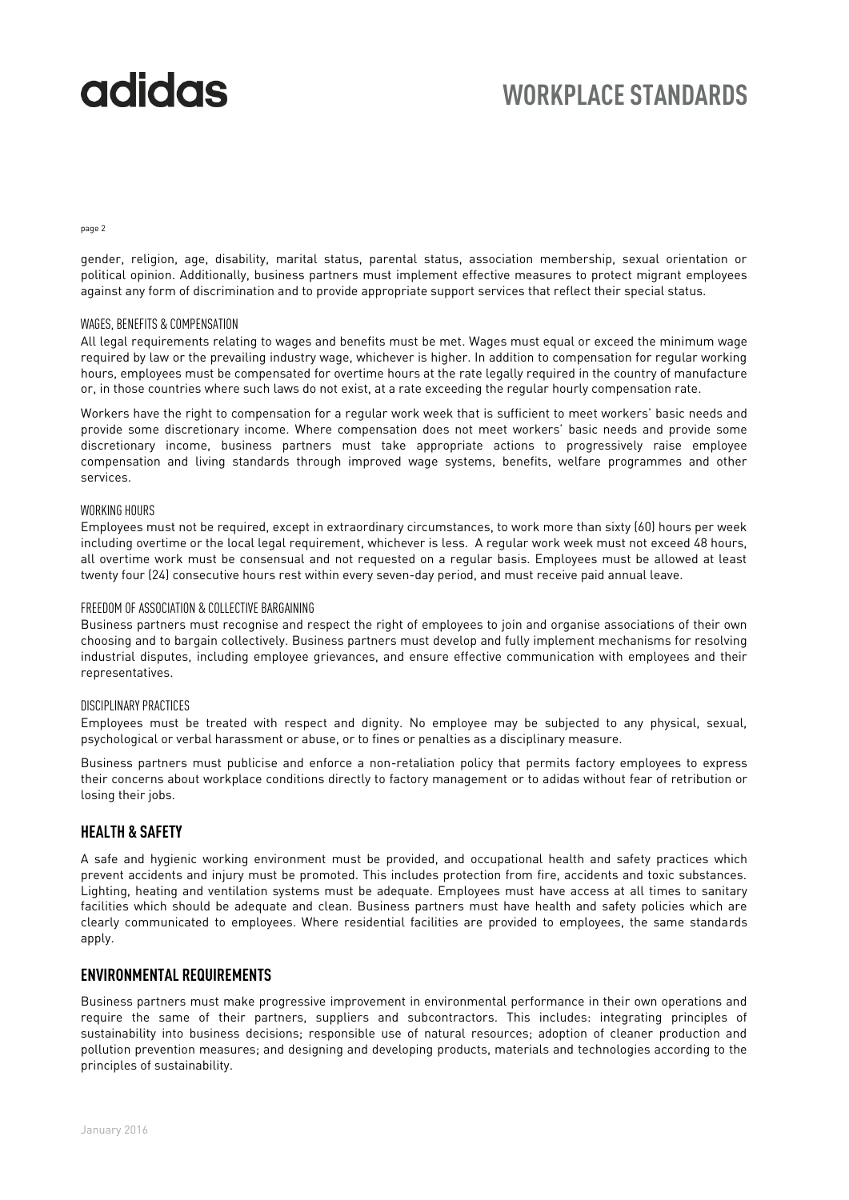gender, religion, age, disability, marital status, parental status, association membership, sexual orientation or political opinion. Additionally, business partners must implement effective measures to protect migrant employees against any form of discrimination and to provide appropriate support services that reflect their special status.

### WAGES, BENEFITS & COMPENSATION

All legal requirements relating to wages and benefits must be met. Wages must equal or exceed the minimum wage required by law or the prevailing industry wage, whichever is higher. In addition to compensation for regular working hours, employees must be compensated for overtime hours at the rate legally required in the country of manufacture or, in those countries where such laws do not exist, at a rate exceeding the regular hourly compensation rate.

Workers have the right to compensation for a regular work week that is sufficient to meet workers' basic needs and provide some discretionary income. Where compensation does not meet workers' basic needs and provide some discretionary income, business partners must take appropriate actions to progressively raise employee compensation and living standards through improved wage systems, benefits, welfare programmes and other services.

### WORKING HOURS

Employees must not be required, except in extraordinary circumstances, to work more than sixty (60) hours per week including overtime or the local legal requirement, whichever is less. A regular work week must not exceed 48 hours, all overtime work must be consensual and not requested on a regular basis. Employees must be allowed at least twenty four (24) consecutive hours rest within every seven-day period, and must receive paid annual leave.

### FREEDOM OF ASSOCIATION & COLLECTIVE BARGAINING

Business partners must recognise and respect the right of employees to join and organise associations of their own choosing and to bargain collectively. Business partners must develop and fully implement mechanisms for resolving industrial disputes, including employee grievances, and ensure effective communication with employees and their representatives.

### DISCIPLINARY PRACTICES

Employees must be treated with respect and dignity. No employee may be subjected to any physical, sexual, psychological or verbal harassment or abuse, or to fines or penalties as a disciplinary measure.

Business partners must publicise and enforce a non-retaliation policy that permits factory employees to express their concerns about workplace conditions directly to factory management or to adidas without fear of retribution or losing their jobs.

## HEALTH & SAFETY

A safe and hygienic working environment must be provided, and occupational health and safety practices which prevent accidents and injury must be promoted. This includes protection from fire, accidents and toxic substances. Lighting, heating and ventilation systems must be adequate. Employees must have access at all times to sanitary facilities which should be adequate and clean. Business partners must have health and safety policies which are clearly communicated to employees. Where residential facilities are provided to employees, the same standards apply.

## ENVIRONMENTAL REQUIREMENTS

Business partners must make progressive improvement in environmental performance in their own operations and require the same of their partners, suppliers and subcontractors. This includes: integrating principles of sustainability into business decisions; responsible use of natural resources; adoption of cleaner production and pollution prevention measures; and designing and developing products, materials and technologies according to the principles of sustainability.